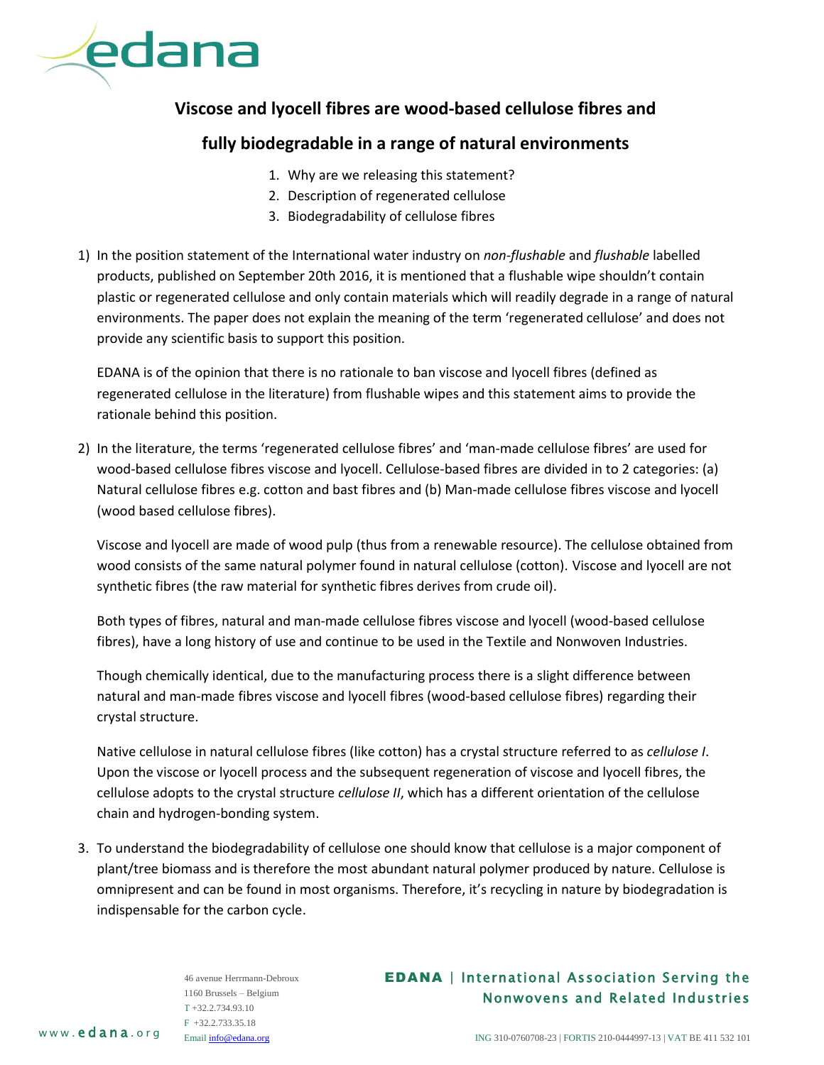# Viscose and lyocell fibres are wood-based cellulose fibres and fully biodegradable in a range of natural environments

1. Why are we releasing this statement?
2. Description of regenerated cellulose
3. Biodegradability of cellulose fibres

1) In the position statement of the International water industry on *non-flushable* and *flushable* labelled products, published on September 20th 2016, it is mentioned that a flushable wipe shouldn't contain plastic or regenerated cellulose and only contain materials which will readily degrade in a range of natural environments. The paper does not explain the meaning of the term 'regenerated cellulose' and does not provide any scientific basis to support this position.

   EDANA is of the opinion that there is no rationale to ban viscose and lyocell fibres (defined as regenerated cellulose in the literature) from flushable wipes and this statement aims to provide the rationale behind this position.

2) In the literature, the terms 'regenerated cellulose fibres' and 'man-made cellulose fibres' are used for wood-based cellulose fibres viscose and lyocell. Cellulose-based fibres are divided in to 2 categories: (a) Natural cellulose fibres e.g. cotton and bast fibres and (b) Man-made cellulose fibres viscose and lyocell (wood based cellulose fibres).

   Viscose and lyocell are made of wood pulp (thus from a renewable resource). The cellulose obtained from wood consists of the same natural polymer found in natural cellulose (cotton). Viscose and lyocell are not synthetic fibres (the raw material for synthetic fibres derives from crude oil).

   Both types of fibres, natural and man-made cellulose fibres viscose and lyocell (wood-based cellulose fibres), have a long history of use and continue to be used in the Textile and Nonwoven Industries.

   Though chemically identical, due to the manufacturing process there is a slight difference between natural and man-made fibres viscose and lyocell fibres (wood-based cellulose fibres) regarding their crystal structure.

   Native cellulose in natural cellulose fibres (like cotton) has a crystal structure referred to as *cellulose I*. Upon the viscose or lyocell process and the subsequent regeneration of viscose and lyocell fibres, the cellulose adopts to the crystal structure *cellulose II*, which has a different orientation of the cellulose chain and hydrogen-bonding system.

3. To understand the biodegradability of cellulose one should know that cellulose is a major component of plant/tree biomass and is therefore the most abundant natural polymer produced by nature. Cellulose is omnipresent and can be found in most organisms. Therefore, it's recycling in nature by biodegradation is indispensable for the carbon cycle.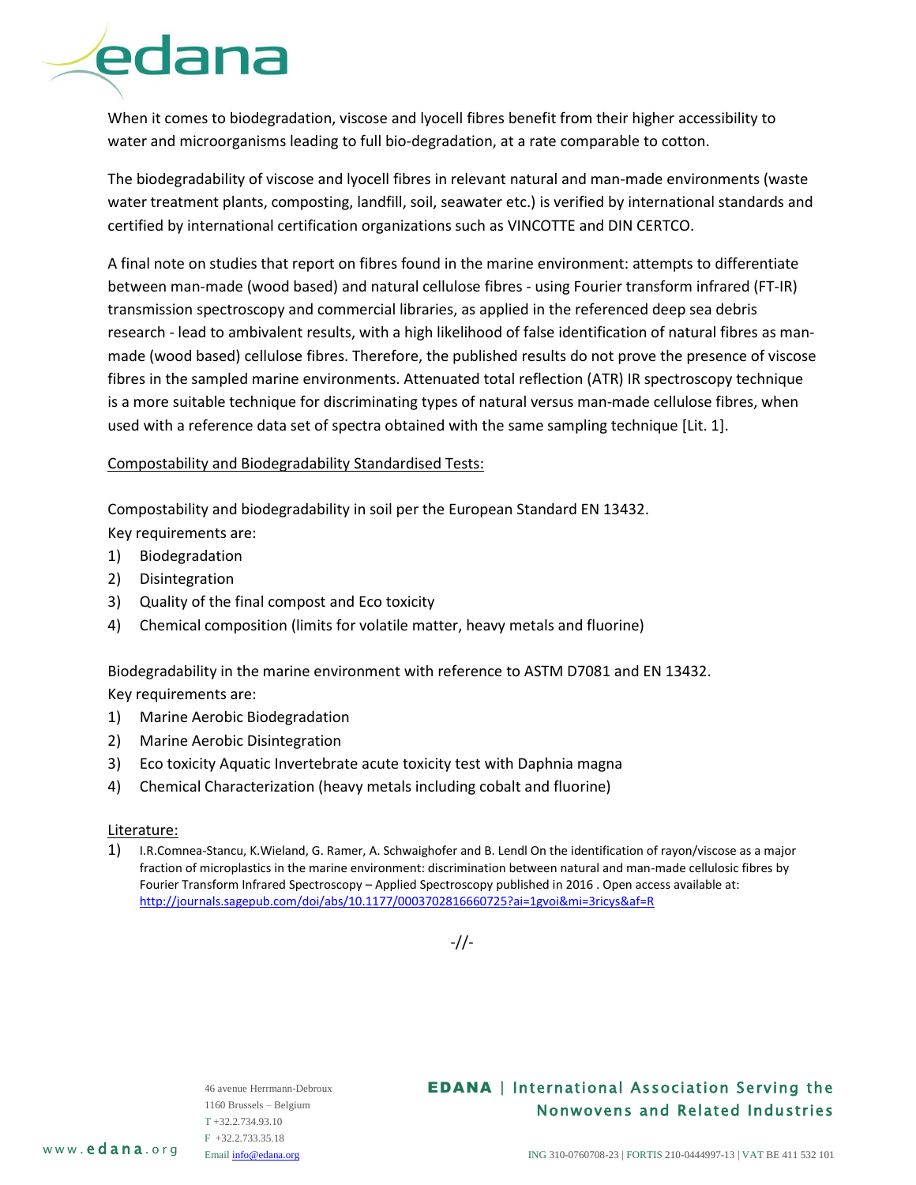When it comes to biodegradation, viscose and lyocell fibres benefit from their higher accessibility to water and microorganisms leading to full bio-degradation, at a rate comparable to cotton.

The biodegradability of viscose and lyocell fibres in relevant natural and man-made environments (waste water treatment plants, composting, landfill, soil, seawater etc.) is verified by international standards and certified by international certification organizations such as VINCOTTE and DIN CERTCO.

A final note on studies that report on fibres found in the marine environment: attempts to differentiate between man-made (wood based) and natural cellulose fibres - using Fourier transform infrared (FT-IR) transmission spectroscopy and commercial libraries, as applied in the referenced deep sea debris research - lead to ambivalent results, with a high likelihood of false identification of natural fibres as man-made (wood based) cellulose fibres. Therefore, the published results do not prove the presence of viscose fibres in the sampled marine environments. Attenuated total reflection (ATR) IR spectroscopy technique is a more suitable technique for discriminating types of natural versus man-made cellulose fibres, when used with a reference data set of spectra obtained with the same sampling technique [Lit. 1].

<u>Compostability and Biodegradability Standardised Tests:</u>

Compostability and biodegradability in soil per the European Standard EN 13432.
Key requirements are:

1) Biodegradation
2) Disintegration
3) Quality of the final compost and Eco toxicity
4) Chemical composition (limits for volatile matter, heavy metals and fluorine)

Biodegradability in the marine environment with reference to ASTM D7081 and EN 13432.
Key requirements are:

1) Marine Aerobic Biodegradation
2) Marine Aerobic Disintegration
3) Eco toxicity Aquatic Invertebrate acute toxicity test with Daphnia magna
4) Chemical Characterization (heavy metals including cobalt and fluorine)

<u>Literature:</u>

1) I.R.Comnea-Stancu, K.Wieland, G. Ramer, A. Schwaighofer and B. Lendl On the identification of rayon/viscose as a major fraction of microplastics in the marine environment: discrimination between natural and man-made cellulosic fibres by Fourier Transform Infrared Spectroscopy – Applied Spectroscopy published in 2016 . Open access available at: http://journals.sagepub.com/doi/abs/10.1177/0003702816660725?ai=1gvoi&mi=3ricys&af=R

-//-